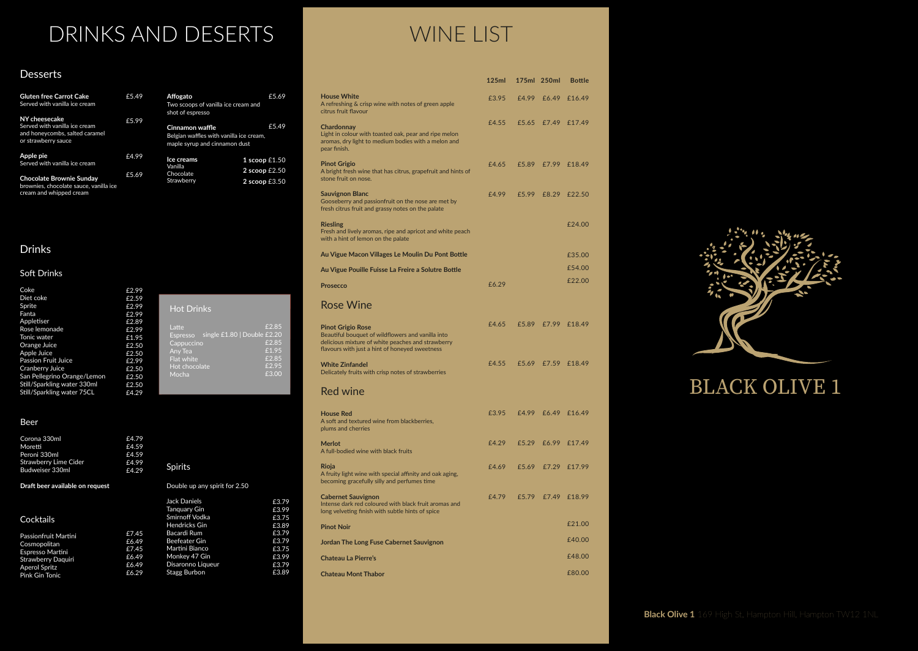# DRINKS AND DESERTS

## Desserts

| Item | Price |
|---|---|
| **Gluten free Carrot Cake** Served with vanilla ice cream | £5.49 |
| **NY cheesecake** Served with vanilla ice cream and honeycombs, salted caramel or strawberry sauce | £5.99 |
| **Apple pie** Served with vanilla ice cream | £4.99 |
| **Chocolate Brownie Sunday** brownies, chocolate sauce, vanilla ice cream and whipped cream | £5.69 |
| **Affogato** Two scoops of vanilla ice cream and shot of espresso | £5.69 |
| **Cinnamon waffle** Belgian waffles with vanilla ice cream, maple syrup and cinnamon dust | £5.49 |

**Ice creams**
Vanilla
Chocolate
Strawberry

**1 scoop** £1.50
**2 scoop** £2.50
**2 scoop** £3.50

## Drinks

### Soft Drinks

| Item | Price |
|---|---|
| Coke | £2.99 |
| Diet coke | £2.59 |
| Sprite | £2.99 |
| Fanta | £2.99 |
| Appletiser | £2.89 |
| Rose lemonade | £2.99 |
| Tonic water | £1.95 |
| Orange Juice | £2.50 |
| Apple Juice | £2.50 |
| Passion Fruit Juice | £2.99 |
| Cranberry Juice | £2.50 |
| San Pellegrino Orange/Lemon | £2.50 |
| Still/Sparkling water 330ml | £2.50 |
| Still/Sparkling water 75CL | £4.29 |

### Hot Drinks

| Item | Price |
|---|---|
| Latte | £2.85 |
| Espresso | single £1.80 \| Double £2.20 |
| Cappuccino | £2.85 |
| Any Tea | £1.95 |
| Flat white | £2.85 |
| Hot chocolate | £2.95 |
| Mocha | £3.00 |

### Beer

| Item | Price |
|---|---|
| Corona 330ml | £4.79 |
| Moretti | £4.59 |
| Peroni 330ml | £4.59 |
| Strawberry Lime Cider | £4.99 |
| Budweiser 330ml | £4.29 |

**Draft beer available on request**

### Spirits

Double up any spirit for 2.50

| Item | Price |
|---|---|
| Jack Daniels | £3.79 |
| Tanquary Gin | £3.99 |
| Smirnoff Vodka | £3.75 |
| Hendricks Gin | £3.89 |
| Bacardi Rum | £3.79 |
| Beefeater Gin | £3.79 |
| Martini Bianco | £3.75 |
| Monkey 47 Gin | £3.99 |
| Disaronno Liqueur | £3.79 |
| Stagg Burbon | £3.89 |

### Cocktails

| Item | Price |
|---|---|
| Passionfruit Martini | £7.45 |
| Cosmopolitan | £6.49 |
| Espresso Martini | £7.45 |
| Strawberry Daquiri | £6.49 |
| Aperol Spritz | £6.49 |
| Pink Gin Tonic | £6.29 |

# WINE LIST

| | 125ml | 175ml | 250ml | Bottle |
|---|---|---|---|---|
| **House White** A refreshing & crisp wine with notes of green apple citrus fruit flavour | £3.95 | £4.99 | £6.49 | £16.49 |
| **Chardonnay** Light in colour with toasted oak, pear and ripe melon aromas, dry light to medium bodies with a melon and pear finish. | £4.55 | £5.65 | £7.49 | £17.49 |
| **Pinot Grigio** A bright fresh wine that has citrus, grapefruit and hints of stone fruit on nose. | £4.65 | £5.89 | £7.99 | £18.49 |
| **Sauvignon Blanc** Gooseberry and passionfruit on the nose are met by fresh citrus fruit and grassy notes on the palate | £4.99 | £5.99 | £8.29 | £22.50 |
| **Riesling** Fresh and lively aromas, ripe and apricot and white peach with a hint of lemon on the palate | | | | £24.00 |
| **Au Vigue Macon Villages Le Moulin Du Pont Bottle** | | | | £35.00 |
| **Au Vigue Pouille Fuisse La Freire a Solutre Bottle** | | | | £54.00 |
| **Prosecco** | £6.29 | | | £22.00 |

## Rose Wine

| | 125ml | 175ml | 250ml | Bottle |
|---|---|---|---|---|
| **Pinot Grigio Rose** Beautiful bouquet of wildflowers and vanilla into delicious mixture of white peaches and strawberry flavours with just a hint of honeyed sweetness | £4.65 | £5.89 | £7.99 | £18.49 |
| **White Zinfandel** Delicately fruits with crisp notes of strawberries | £4.55 | £5.69 | £7.59 | £18.49 |

## Red wine

| | 125ml | 175ml | 250ml | Bottle |
|---|---|---|---|---|
| **House Red** A soft and textured wine from blackberries, plums and cherries | £3.95 | £4.99 | £6.49 | £16.49 |
| **Merlot** A full-bodied wine with black fruits | £4.29 | £5.29 | £6.99 | £17.49 |
| **Rioja** A fruity light wine with special affinity and oak aging, becoming gracefully silly and perfumes time | £4.69 | £5.69 | £7.29 | £17.99 |
| **Cabernet Sauvignon** Intense dark red coloured with black fruit aromas and long velveting finish with subtle hints of spice | £4.79 | £5.79 | £7.49 | £18.99 |
| **Pinot Noir** | | | | £21.00 |
| **Jordan The Long Fuse Cabernet Sauvignon** | | | | £40.00 |
| **Chateau La Pierre's** | | | | £48.00 |
| **Chateau Mont Thabor** | | | | £80.00 |

BLACK OLIVE 1

**Black Olive 1** 169 High St, Hampton Hill, Hampton TW12 1NL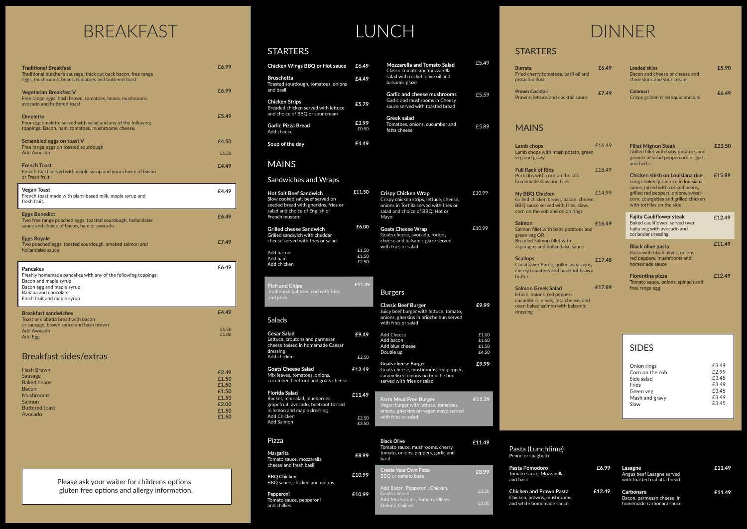# BREAKFAST

**Traditional Breakfast** — £6.99
Traditional butcher's sausage, thick cut back bacon, free range eggs, mushrooms, beans, tomatoes and buttered toast

**Vegetarian Breakfast V** — £6.99
Free range eggs, hash brown, tomatoes, beans, mushrooms, avocado and buttered toast

**Omelette** — £5.49
Four egg omelette served with salad and any of the following toppings: Bacon, ham, tomatoes, mushrooms, cheese.

**Scrambled eggs on toast V** — £4.50
Free range eggs on toasted sourdough
Add Avocado — £1.50

**French Toast** — £4.49
French toast served with maple syrup and your choice of bacon or Fresh fruit

**Vegan Toast** — £4.49
French toast made with plant-based milk, maple syrup and fresh fruit.

**Eggs Benedict** — £6.49
Two free range poached eggs, toasted sourdough, hollandaise sauce and choice of bacon, ham or avocado

**Eggs Royale** — £7.49
Two poached eggs, toasted sourdough, smoked salmon and hollandaise sauce

**Pancakes** — £6.49
Freshly homemade pancakes with any of the following toppings:
- Bacon and maple syrup
- Bacon egg and maple syrup
- Banana and chocolate
- Fresh fruit and maple syrup

**Breakfast sandwiches** — £4.49
Toast or ciabatta bread with bacon or sausage, brown sauce and hash brown
Add Avocado — £1.50
Add Egg — £1.00

## Breakfast sides/extras

| | |
|---|---|
| Hash Brown | £2.49 |
| Sausage | £1.50 |
| Baked beans | £1.50 |
| Bacon | £1.50 |
| Mushrooms | £1.50 |
| Salmon | £2.00 |
| Buttered toast | £1.50 |
| Avocado | £1.50 |

Please ask your waiter for childrens options gluten free options and allergy information.

# LUNCH

## STARTERS

**Chicken Wings BBQ or Hot sauce** — £6.49

**Bruschetta** — £4.49
Toasted sourdough, tomatoes, onions and basil

**Chicken Strips** — £5.79
Breaded chicken served with lettuce and choice of BBQ or sour cream

**Garlic Pizza Bread** — £3.99
Add cheese — £0.50

**Soup of the day** — £4.49

**Mozzarella and Tomato Salad** — £5.49
Classic tomato and mozzarella salad with rocket, olive oil and balsamic glaze

**Garlic and cheese mushrooms** — £5.59
Garlic and mushrooms in Cheesy sauce served with toasted bread

**Greek salad** — £5.89
Tomatoes, onions, cucumber and fetta cheese

## MAINS

### Sandwiches and Wraps

**Hot Salt Beef Sandwich** — £11.50
Slow cooked salt beef served on seeded bread with gherkins, fries or salad and choice of English or French mustard

**Grilled cheese Sandwich** — £6.00
Grilled sandwich with cheddar cheese served with fries or salad
Add bacon — £1.50
Add ham — £1.50
Add chicken — £2.50

**Crispy Chicken Wrap** — £10.99
Crispy chicken strips, lettuce, cheese, onions in Tortilla served with fries or salad and choice of BBQ, Hot or Mayo

**Goats Cheese Wrap** — £10.99
Goats cheese, avocado, rocket, cheese and balsamic glaze served with fries or salad

**Fish and Chips** — £11.49
Traditional battered cod with fries and peas

### Burgers

**Classic Beef Burger** — £9.99
Juicy beef burger with lettuce, tomato, onions, gherkins in brioche bun served with fries or salad
Add Cheese — £1.00
Add bacon — £1.50
Add blue cheese — £1.50
Double up — £4.50

**Goats cheese Burger** — £9.99
Goats cheese, mushrooms, red pepper, caramelised onions on brioche bun served with fries or salad

**Farm Meat Free Burger** — £11.29
Vegan burger with lettuce, tomatoes, onions, gherkins on vegan mayo served with fries or salad.

### Salads

**Cesar Salad** — £9.49
Lettuce, croutons and parmesan cheese tossed in homemade Caesar dressing
Add chicken — £2.50

**Goats Cheese Salad** — £12.49
Mix leaves, tomatoes, onions, cucumber, beetroot and goats cheese

**Florida Salad** — £11.49
Rocket, mix salad, blueberries, grapefruit, avocado, beetroot tossed in lemon and maple dressing
Add Chicken — £2.50
Add Salmon — £3.50

### Pizza

**Margarita** — £8.99
Tomato sauce, mozzarella cheese and fresh basil

**BBQ Chicken** — £10.99
BBQ sauce, chicken and onions

**Pepperoni** — £10.99
Tomato sauce, pepperoni and chillies

**Black Olive** — £11.49
Tomato sauce, mushrooms, cherry tomato, onions, peppers, garlic and basil

**Create Your Own Pizza** — £8.99
BBQ or tomato base
Add Bacon, Pepperoni, Chicken, Goats cheese — £1.50
Add Mushrooms, Tomato, Olives, Onions, Chillies — £1.00

# DINNER

## STARTERS

**Burrata** — £6.49
Fried cherry tomatoes, basil oil and pistachio dust

**Prawn Cocktail** — £7.49
Prawns, lettuce and cocktail sauce

**Loaded skins** — £5.90
Bacon and cheese or cheese and chive skins and sour cream

**Calamari** — £6.49
Crispy golden fried squid and aioli

## MAINS

**Lamb chops** — £16.49
Lamb chops with mash potato, green veg and gravy

**Full Rack of Ribs** — £18.49
Pork ribs with corn on the cob, homemade slaw and fries

**Ny BBQ Chicken** — £14.99
Grilled chicken breast, bacon, cheese, BBQ sauce served with fries, slaw, corn on the cob and onion rings

**Salmon** — £16.49
Salmon fillet with baby potatoes and green veg OR
Breaded Salmon fillet with asparagus and hollandaise sauce

**Scallops** — £17.48
Cauliflower Purée, grilled asparagus, cherry tomatoes and hazelnut brown butter

**Salmon Greek Salad** — £17.89
letuce, onions, red peppers, cucumbers, olives, feta cheese, and oven baked salmon with balsamic dressing

**Fillet Mignon Steak** — £23.50
Grilled fillet with baby potatoes and garnish of salad peppercorn or garlic and herbs

**Chicken shish on Louisiana rice** — £15.89
Long cooked grain rice in louisiana sauce, mixed with cooked beans, grilled red peppers, onions, sweet-corn, courgettes and grilled chicken with tortillas on the side

**Fajita Cauliflower steak** — £12.49
Baked cauliflower, served over fajita veg with avocado and coriander dressing

**Black olive pasta** — £11.49
Pasta with black olives, onions red peppers, mushrooms and homemade sauce

**Fiorentina pizza** — £12.49
Tomato sauce, onions, spinach and free range egg

## SIDES

| | |
|---|---|
| Onion rings | £3.49 |
| Corn on the cob | £2.99 |
| Side salad | £3.45 |
| Fries | £3.49 |
| Green veg | £3.45 |
| Mash and gravy | £3.49 |
| Slaw | £3.45 |

## Pasta (Lunchtime)
Penne or spaghetti

**Pasta Pomodoro** — £6.99
Tomato sauce, Mozzarella and basil

**Chicken and Prawn Pasta** — £12.49
Chicken, prawns, mushrooms and white homemade sauce

**Lasagne** — £11.49
Angus beef Lasagne served with toasted ciabatta bread

**Carbonara** — £11.49
Bacon, parmesan cheese, in homemade carbonara sauce